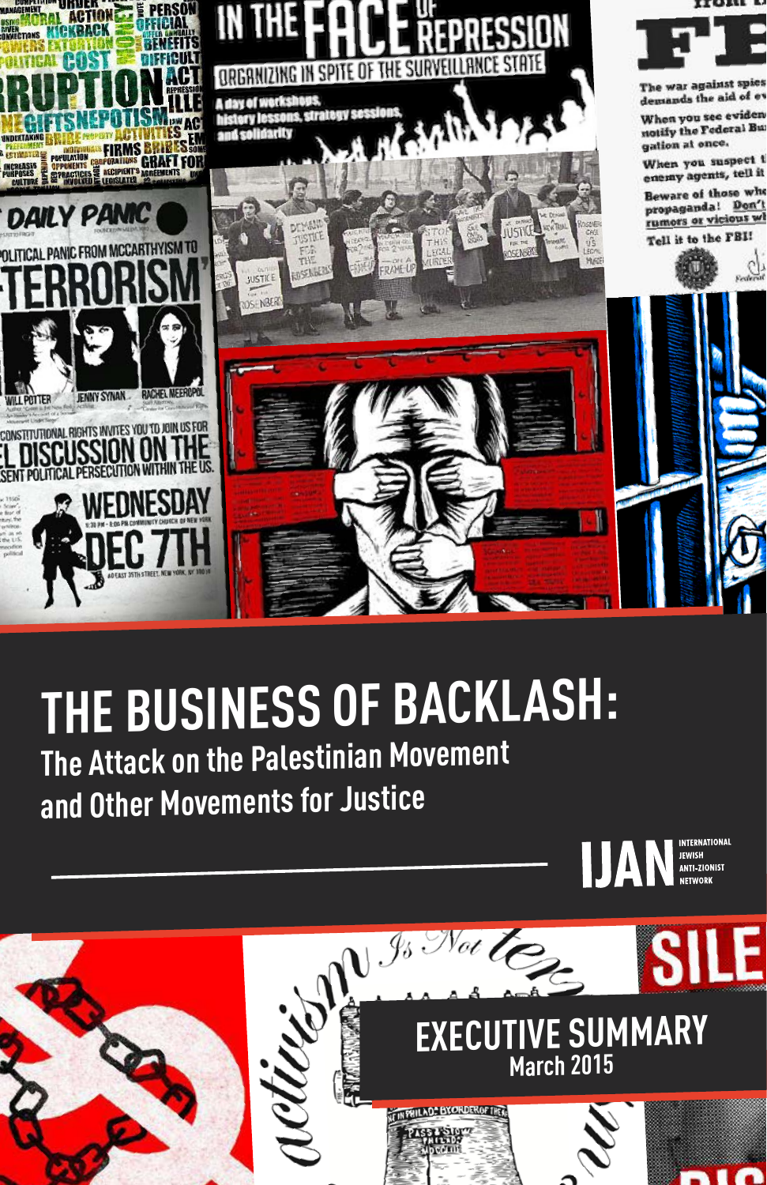# THE BUSINESS OF BACKLASH:

## The Attack on the Palestinian Movement and Other Movements for Justice

IJAN INTERNATIONAL JEWISH ANTI-ZIONIST NETWORK

EXECUTIVE SUMMARY

March 2015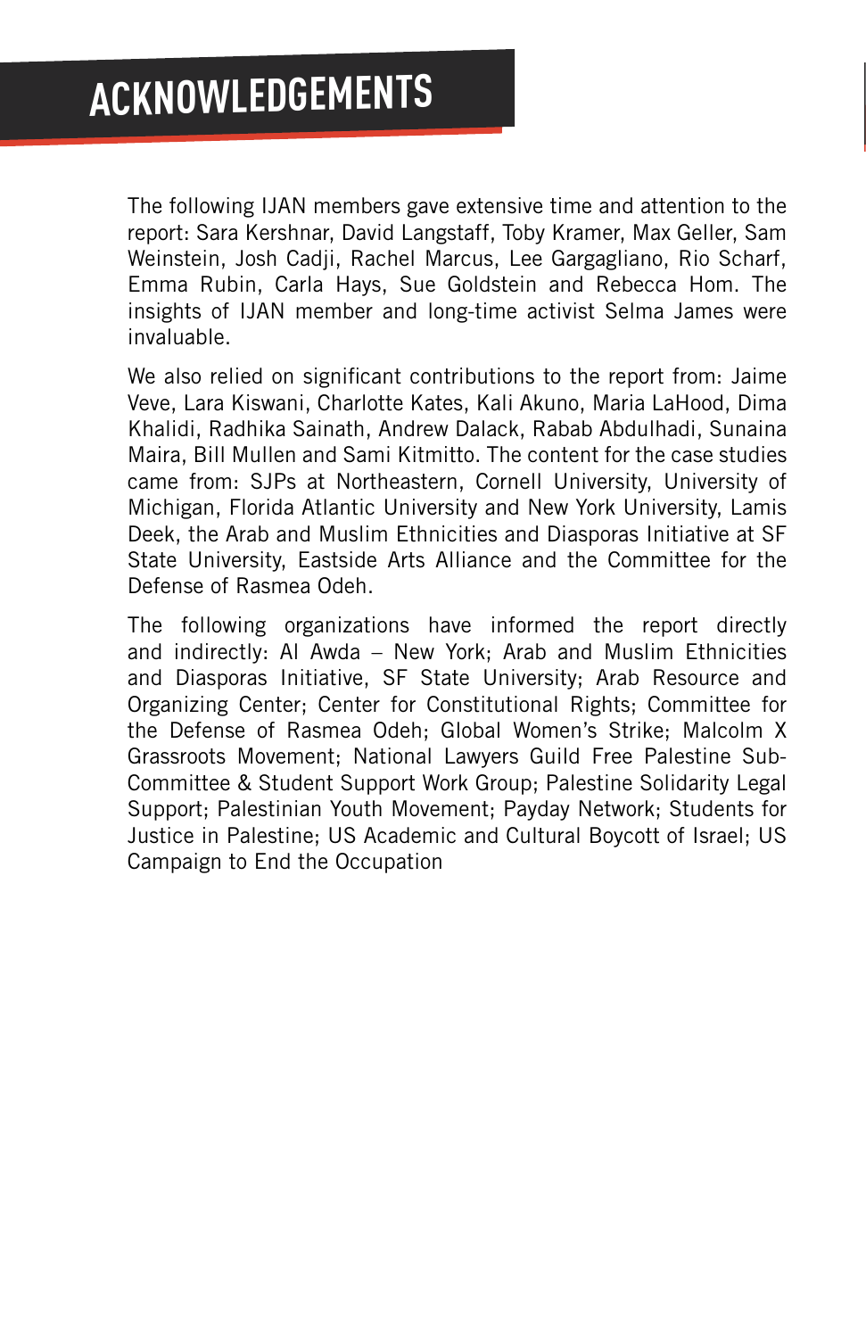# ACKNOWLEDGEMENTS

The following IJAN members gave extensive time and attention to the report: Sara Kershnar, David Langstaff, Toby Kramer, Max Geller, Sam Weinstein, Josh Cadji, Rachel Marcus, Lee Gargagliano, Rio Scharf, Emma Rubin, Carla Hays, Sue Goldstein and Rebecca Hom. The insights of IJAN member and long-time activist Selma James were invaluable.

We also relied on significant contributions to the report from: Jaime Veve, Lara Kiswani, Charlotte Kates, Kali Akuno, Maria LaHood, Dima Khalidi, Radhika Sainath, Andrew Dalack, Rabab Abdulhadi, Sunaina Maira, Bill Mullen and Sami Kitmitto. The content for the case studies came from: SJPs at Northeastern, Cornell University, University of Michigan, Florida Atlantic University and New York University, Lamis Deek, the Arab and Muslim Ethnicities and Diasporas Initiative at SF State University, Eastside Arts Alliance and the Committee for the Defense of Rasmea Odeh.

The following organizations have informed the report directly and indirectly: Al Awda – New York; Arab and Muslim Ethnicities and Diasporas Initiative, SF State University; Arab Resource and Organizing Center; Center for Constitutional Rights; Committee for the Defense of Rasmea Odeh; Global Women's Strike; Malcolm X Grassroots Movement; National Lawyers Guild Free Palestine Sub-Committee & Student Support Work Group; Palestine Solidarity Legal Support; Palestinian Youth Movement; Payday Network; Students for Justice in Palestine; US Academic and Cultural Boycott of Israel; US Campaign to End the Occupation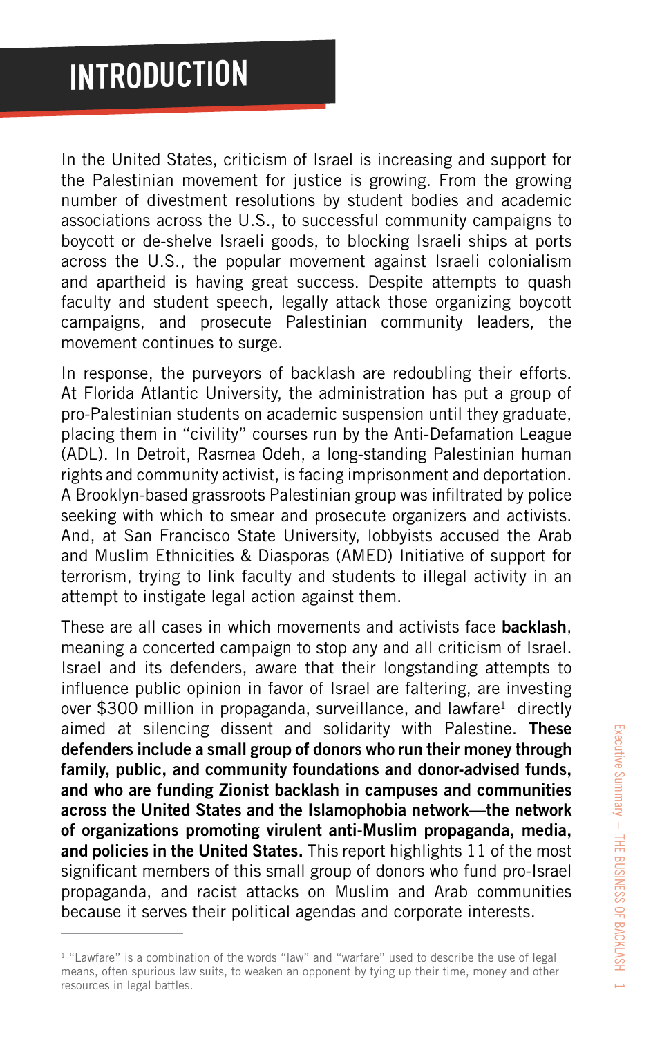# INTRODUCTION

In the United States, criticism of Israel is increasing and support for the Palestinian movement for justice is growing. From the growing number of divestment resolutions by student bodies and academic associations across the U.S., to successful community campaigns to boycott or de-shelve Israeli goods, to blocking Israeli ships at ports across the U.S., the popular movement against Israeli colonialism and apartheid is having great success. Despite attempts to quash faculty and student speech, legally attack those organizing boycott campaigns, and prosecute Palestinian community leaders, the movement continues to surge.

In response, the purveyors of backlash are redoubling their efforts. At Florida Atlantic University, the administration has put a group of pro-Palestinian students on academic suspension until they graduate, placing them in "civility" courses run by the Anti-Defamation League (ADL). In Detroit, Rasmea Odeh, a long-standing Palestinian human rights and community activist, is facing imprisonment and deportation. A Brooklyn-based grassroots Palestinian group was infiltrated by police seeking with which to smear and prosecute organizers and activists. And, at San Francisco State University, lobbyists accused the Arab and Muslim Ethnicities & Diasporas (AMED) Initiative of support for terrorism, trying to link faculty and students to illegal activity in an attempt to instigate legal action against them.

These are all cases in which movements and activists face **backlash**, meaning a concerted campaign to stop any and all criticism of Israel. Israel and its defenders, aware that their longstanding attempts to influence public opinion in favor of Israel are faltering, are investing over $300 million in propaganda, surveillance, and lawfare[1] directly aimed at silencing dissent and solidarity with Palestine. **These defenders include a small group of donors who run their money through family, public, and community foundations and donor-advised funds, and who are funding Zionist backlash in campuses and communities across the United States and the Islamophobia network—the network of organizations promoting virulent anti-Muslim propaganda, media, and policies in the United States.** This report highlights 11 of the most significant members of this small group of donors who fund pro-Israel propaganda, and racist attacks on Muslim and Arab communities because it serves their political agendas and corporate interests.

---

[1] "Lawfare" is a combination of the words "law" and "warfare" used to describe the use of legal means, often spurious law suits, to weaken an opponent by tying up their time, money and other resources in legal battles.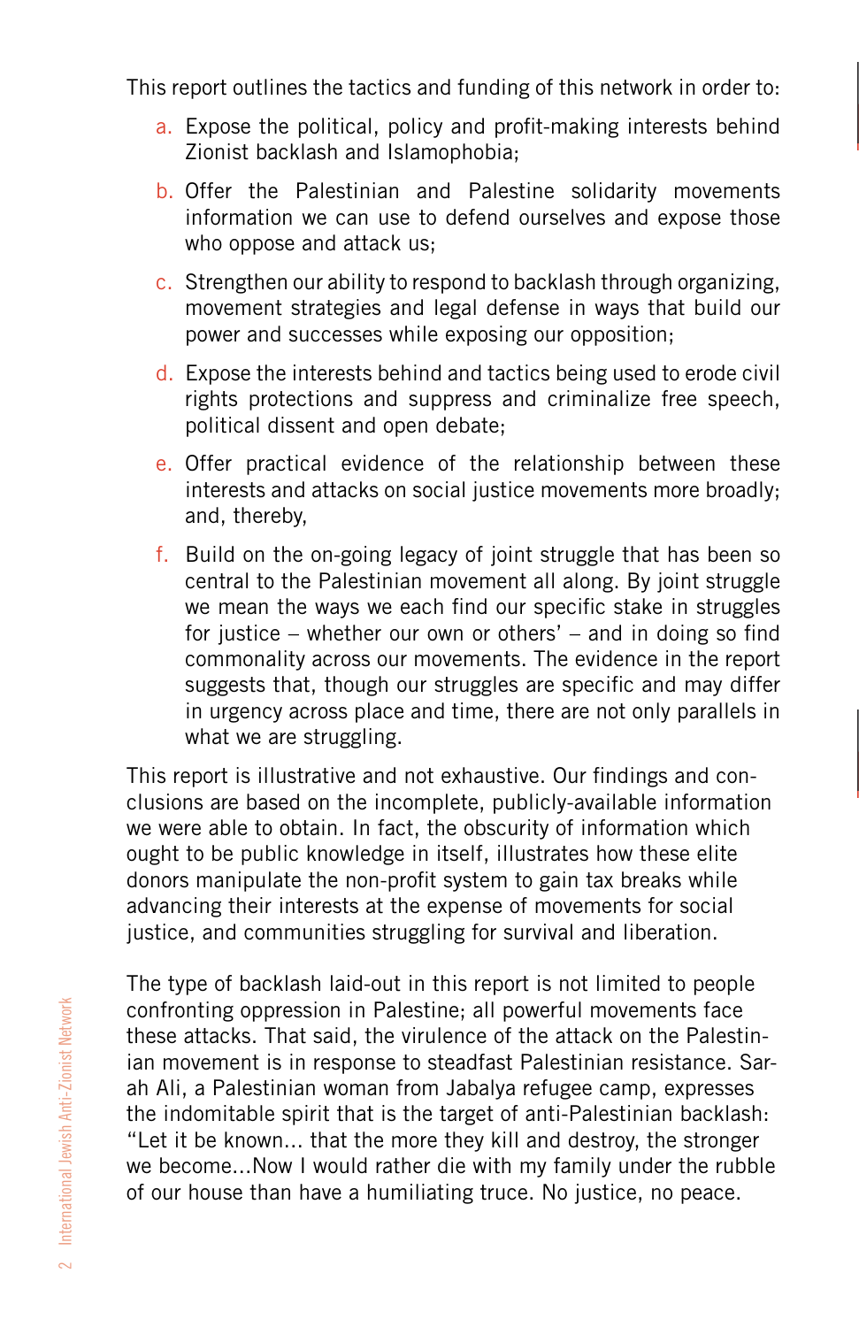This report outlines the tactics and funding of this network in order to:

a. Expose the political, policy and profit-making interests behind Zionist backlash and Islamophobia;

b. Offer the Palestinian and Palestine solidarity movements information we can use to defend ourselves and expose those who oppose and attack us;

c. Strengthen our ability to respond to backlash through organizing, movement strategies and legal defense in ways that build our power and successes while exposing our opposition;

d. Expose the interests behind and tactics being used to erode civil rights protections and suppress and criminalize free speech, political dissent and open debate;

e. Offer practical evidence of the relationship between these interests and attacks on social justice movements more broadly; and, thereby,

f. Build on the on-going legacy of joint struggle that has been so central to the Palestinian movement all along. By joint struggle we mean the ways we each find our specific stake in struggles for justice – whether our own or others' – and in doing so find commonality across our movements. The evidence in the report suggests that, though our struggles are specific and may differ in urgency across place and time, there are not only parallels in what we are struggling.

This report is illustrative and not exhaustive. Our findings and conclusions are based on the incomplete, publicly-available information we were able to obtain. In fact, the obscurity of information which ought to be public knowledge in itself, illustrates how these elite donors manipulate the non-profit system to gain tax breaks while advancing their interests at the expense of movements for social justice, and communities struggling for survival and liberation.

The type of backlash laid-out in this report is not limited to people confronting oppression in Palestine; all powerful movements face these attacks. That said, the virulence of the attack on the Palestinian movement is in response to steadfast Palestinian resistance. Sarah Ali, a Palestinian woman from Jabalya refugee camp, expresses the indomitable spirit that is the target of anti-Palestinian backlash: "Let it be known… that the more they kill and destroy, the stronger we become…Now I would rather die with my family under the rubble of our house than have a humiliating truce. No justice, no peace.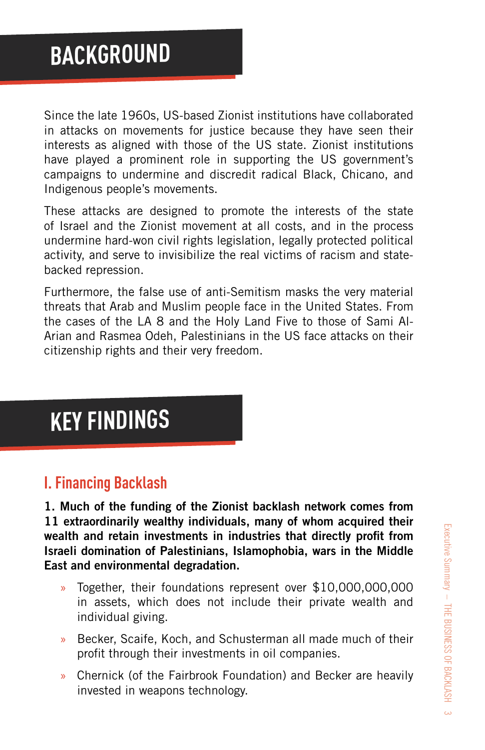# BACKGROUND

Since the late 1960s, US-based Zionist institutions have collaborated in attacks on movements for justice because they have seen their interests as aligned with those of the US state. Zionist institutions have played a prominent role in supporting the US government's campaigns to undermine and discredit radical Black, Chicano, and Indigenous people's movements.

These attacks are designed to promote the interests of the state of Israel and the Zionist movement at all costs, and in the process undermine hard-won civil rights legislation, legally protected political activity, and serve to invisibilize the real victims of racism and state-backed repression.

Furthermore, the false use of anti-Semitism masks the very material threats that Arab and Muslim people face in the United States. From the cases of the LA 8 and the Holy Land Five to those of Sami Al-Arian and Rasmea Odeh, Palestinians in the US face attacks on their citizenship rights and their very freedom.

# KEY FINDINGS

## I. Financing Backlash

**1. Much of the funding of the Zionist backlash network comes from 11 extraordinarily wealthy individuals, many of whom acquired their wealth and retain investments in industries that directly profit from Israeli domination of Palestinians, Islamophobia, wars in the Middle East and environmental degradation.**

- Together, their foundations represent over $10,000,000,000 in assets, which does not include their private wealth and individual giving.
- Becker, Scaife, Koch, and Schusterman all made much of their profit through their investments in oil companies.
- Chernick (of the Fairbrook Foundation) and Becker are heavily invested in weapons technology.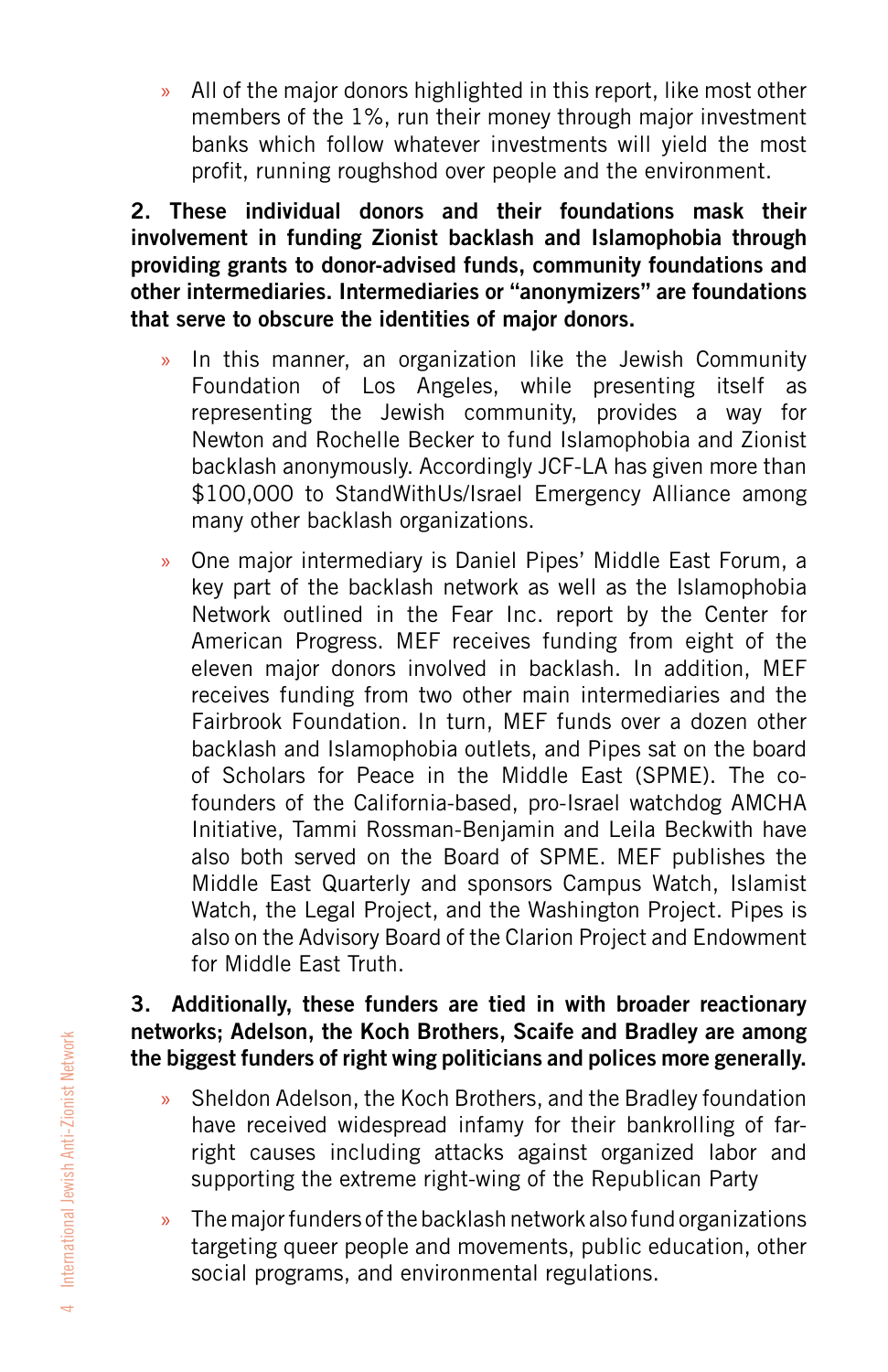- All of the major donors highlighted in this report, like most other members of the 1%, run their money through major investment banks which follow whatever investments will yield the most profit, running roughshod over people and the environment.

**2. These individual donors and their foundations mask their involvement in funding Zionist backlash and Islamophobia through providing grants to donor-advised funds, community foundations and other intermediaries. Intermediaries or "anonymizers" are foundations that serve to obscure the identities of major donors.**

- In this manner, an organization like the Jewish Community Foundation of Los Angeles, while presenting itself as representing the Jewish community, provides a way for Newton and Rochelle Becker to fund Islamophobia and Zionist backlash anonymously. Accordingly JCF-LA has given more than $100,000 to StandWithUs/Israel Emergency Alliance among many other backlash organizations.
- One major intermediary is Daniel Pipes' Middle East Forum, a key part of the backlash network as well as the Islamophobia Network outlined in the Fear Inc. report by the Center for American Progress. MEF receives funding from eight of the eleven major donors involved in backlash. In addition, MEF receives funding from two other main intermediaries and the Fairbrook Foundation. In turn, MEF funds over a dozen other backlash and Islamophobia outlets, and Pipes sat on the board of Scholars for Peace in the Middle East (SPME). The co-founders of the California-based, pro-Israel watchdog AMCHA Initiative, Tammi Rossman-Benjamin and Leila Beckwith have also both served on the Board of SPME. MEF publishes the Middle East Quarterly and sponsors Campus Watch, Islamist Watch, the Legal Project, and the Washington Project. Pipes is also on the Advisory Board of the Clarion Project and Endowment for Middle East Truth.

**3. Additionally, these funders are tied in with broader reactionary networks; Adelson, the Koch Brothers, Scaife and Bradley are among the biggest funders of right wing politicians and polices more generally.**

- Sheldon Adelson, the Koch Brothers, and the Bradley foundation have received widespread infamy for their bankrolling of far-right causes including attacks against organized labor and supporting the extreme right-wing of the Republican Party
- The major funders of the backlash network also fund organizations targeting queer people and movements, public education, other social programs, and environmental regulations.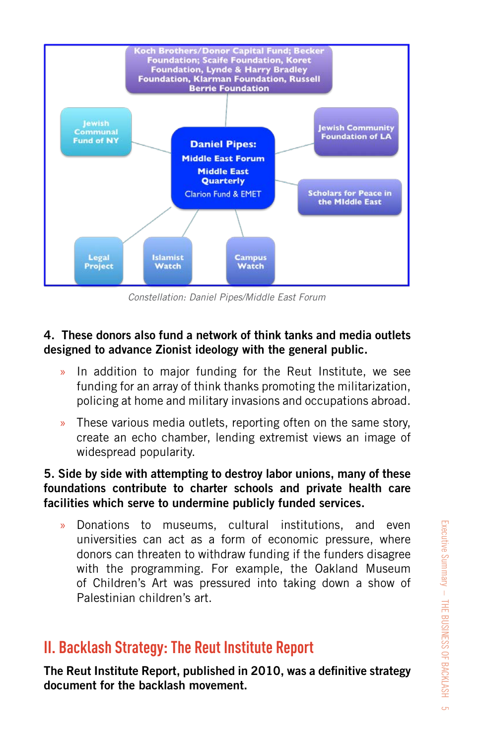Koch Brothers/Donor Capital Fund; Becker Foundation; Scaife Foundation, Koret Foundation, Lynde & Harry Bradley Foundation, Klarman Foundation, Russell Berrie Foundation

Jewish Communal Fund of NY

Daniel Pipes: Middle East Forum
Middle East Quarterly
Clarion Fund & EMET

Jewish Community Foundation of LA

Scholars for Peace in the Middle East

Legal Project

Islamist Watch

Campus Watch

*Constellation: Daniel Pipes/Middle East Forum*

**4. These donors also fund a network of think tanks and media outlets designed to advance Zionist ideology with the general public.**

- In addition to major funding for the Reut Institute, we see funding for an array of think thanks promoting the militarization, policing at home and military invasions and occupations abroad.
- These various media outlets, reporting often on the same story, create an echo chamber, lending extremist views an image of widespread popularity.

**5. Side by side with attempting to destroy labor unions, many of these foundations contribute to charter schools and private health care facilities which serve to undermine publicly funded services.**

- Donations to museums, cultural institutions, and even universities can act as a form of economic pressure, where donors can threaten to withdraw funding if the funders disagree with the programming. For example, the Oakland Museum of Children's Art was pressured into taking down a show of Palestinian children's art.

## II. Backlash Strategy: The Reut Institute Report

**The Reut Institute Report, published in 2010, was a definitive strategy document for the backlash movement.**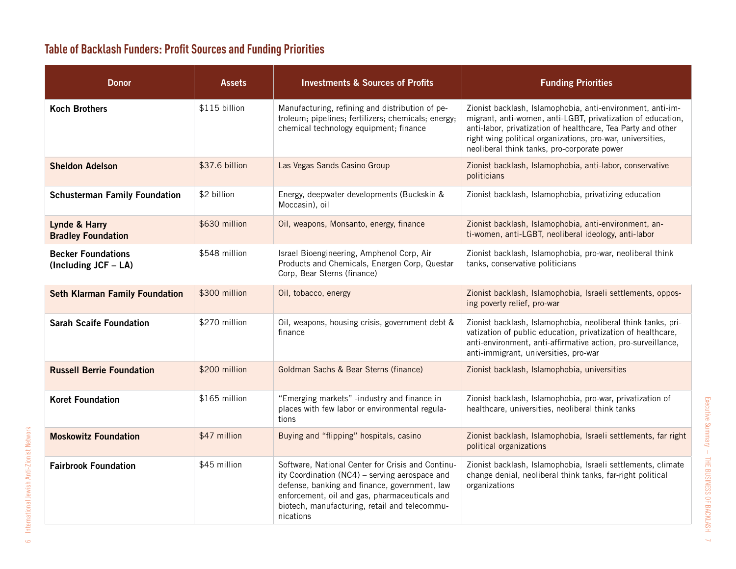## Table of Backlash Funders: Profit Sources and Funding Priorities

| Donor | Assets | Investments & Sources of Profits | Funding Priorities |
|---|---|---|---|
| **Koch Brothers** | $115 billion | Manufacturing, refining and distribution of petroleum; pipelines; fertilizers; chemicals; energy; chemical technology equipment; finance | Zionist backlash, Islamophobia, anti-environment, anti-immigrant, anti-women, anti-LGBT, privatization of education, anti-labor, privatization of healthcare, Tea Party and other right wing political organizations, pro-war, universities, neoliberal think tanks, pro-corporate power |
| **Sheldon Adelson** | $37.6 billion | Las Vegas Sands Casino Group | Zionist backlash, Islamophobia, anti-labor, conservative politicians |
| **Schusterman Family Foundation** | $2 billion | Energy, deepwater developments (Buckskin & Moccasin), oil | Zionist backlash, Islamophobia, privatizing education |
| **Lynde & Harry Bradley Foundation** | $630 million | Oil, weapons, Monsanto, energy, finance | Zionist backlash, Islamophobia, anti-environment, anti-women, anti-LGBT, neoliberal ideology, anti-labor |
| **Becker Foundations (Including JCF – LA)** | $548 million | Israel Bioengineering, Amphenol Corp, Air Products and Chemicals, Energen Corp, Questar Corp, Bear Sterns (finance) | Zionist backlash, Islamophobia, pro-war, neoliberal think tanks, conservative politicians |
| **Seth Klarman Family Foundation** | $300 million | Oil, tobacco, energy | Zionist backlash, Islamophobia, Israeli settlements, opposing poverty relief, pro-war |
| **Sarah Scaife Foundation** | $270 million | Oil, weapons, housing crisis, government debt & finance | Zionist backlash, Islamophobia, neoliberal think tanks, privatization of public education, privatization of healthcare, anti-environment, anti-affirmative action, pro-surveillance, anti-immigrant, universities, pro-war |
| **Russell Berrie Foundation** | $200 million | Goldman Sachs & Bear Sterns (finance) | Zionist backlash, Islamophobia, universities |
| **Koret Foundation** | $165 million | "Emerging markets" -industry and finance in places with few labor or environmental regulations | Zionist backlash, Islamophobia, pro-war, privatization of healthcare, universities, neoliberal think tanks |
| **Moskowitz Foundation** | $47 million | Buying and "flipping" hospitals, casino | Zionist backlash, Islamophobia, Israeli settlements, far right political organizations |
| **Fairbrook Foundation** | $45 million | Software, National Center for Crisis and Continuity Coordination (NC4) – serving aerospace and defense, banking and finance, government, law enforcement, oil and gas, pharmaceuticals and biotech, manufacturing, retail and telecommunications | Zionist backlash, Islamophobia, Israeli settlements, climate change denial, neoliberal think tanks, far-right political organizations |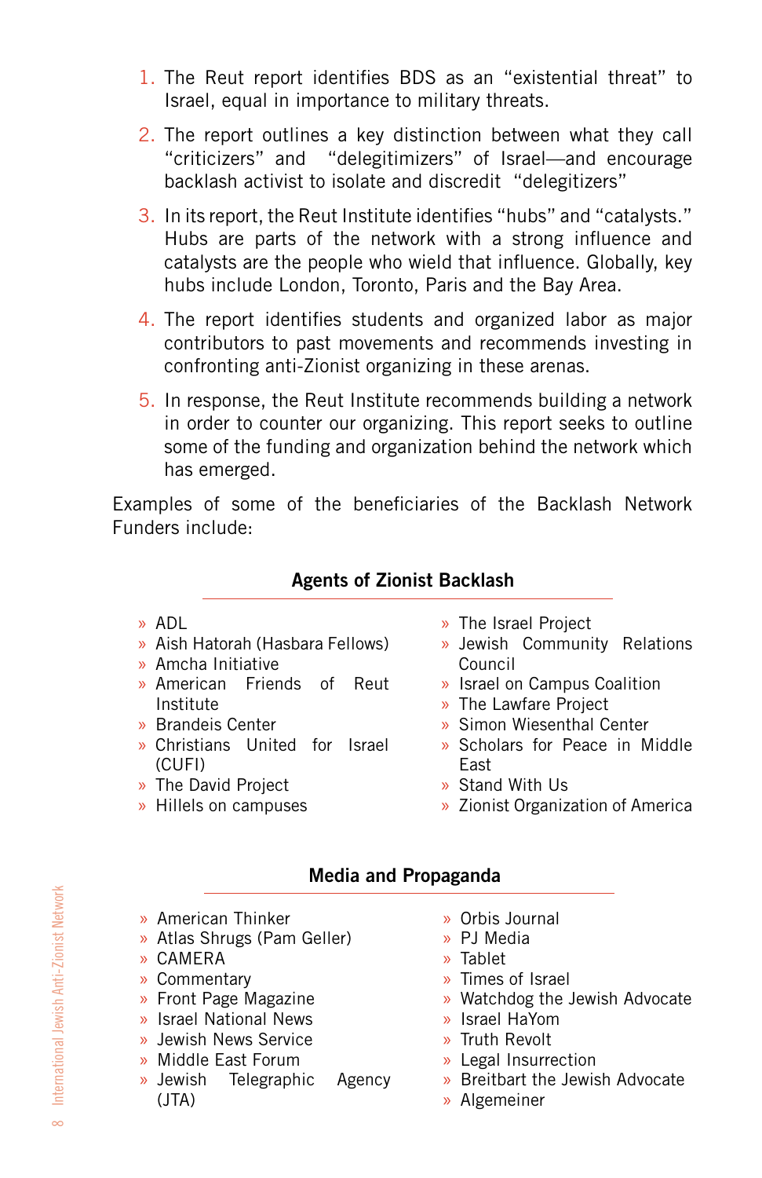1. The Reut report identifies BDS as an "existential threat" to Israel, equal in importance to military threats.
2. The report outlines a key distinction between what they call "criticizers" and "delegitimizers" of Israel—and encourage backlash activist to isolate and discredit "delegitizers"
3. In its report, the Reut Institute identifies "hubs" and "catalysts." Hubs are parts of the network with a strong influence and catalysts are the people who wield that influence. Globally, key hubs include London, Toronto, Paris and the Bay Area.
4. The report identifies students and organized labor as major contributors to past movements and recommends investing in confronting anti-Zionist organizing in these arenas.
5. In response, the Reut Institute recommends building a network in order to counter our organizing. This report seeks to outline some of the funding and organization behind the network which has emerged.

Examples of some of the beneficiaries of the Backlash Network Funders include:

### Agents of Zionist Backlash

- ADL
- Aish Hatorah (Hasbara Fellows)
- Amcha Initiative
- American Friends of Reut Institute
- Brandeis Center
- Christians United for Israel (CUFI)
- The David Project
- Hillels on campuses
- The Israel Project
- Jewish Community Relations Council
- Israel on Campus Coalition
- The Lawfare Project
- Simon Wiesenthal Center
- Scholars for Peace in Middle East
- Stand With Us
- Zionist Organization of America

### Media and Propaganda

- American Thinker
- Atlas Shrugs (Pam Geller)
- CAMERA
- Commentary
- Front Page Magazine
- Israel National News
- Jewish News Service
- Middle East Forum
- Jewish Telegraphic Agency (JTA)
- Orbis Journal
- PJ Media
- Tablet
- Times of Israel
- Watchdog the Jewish Advocate
- Israel HaYom
- Truth Revolt
- Legal Insurrection
- Breitbart the Jewish Advocate
- Algemeiner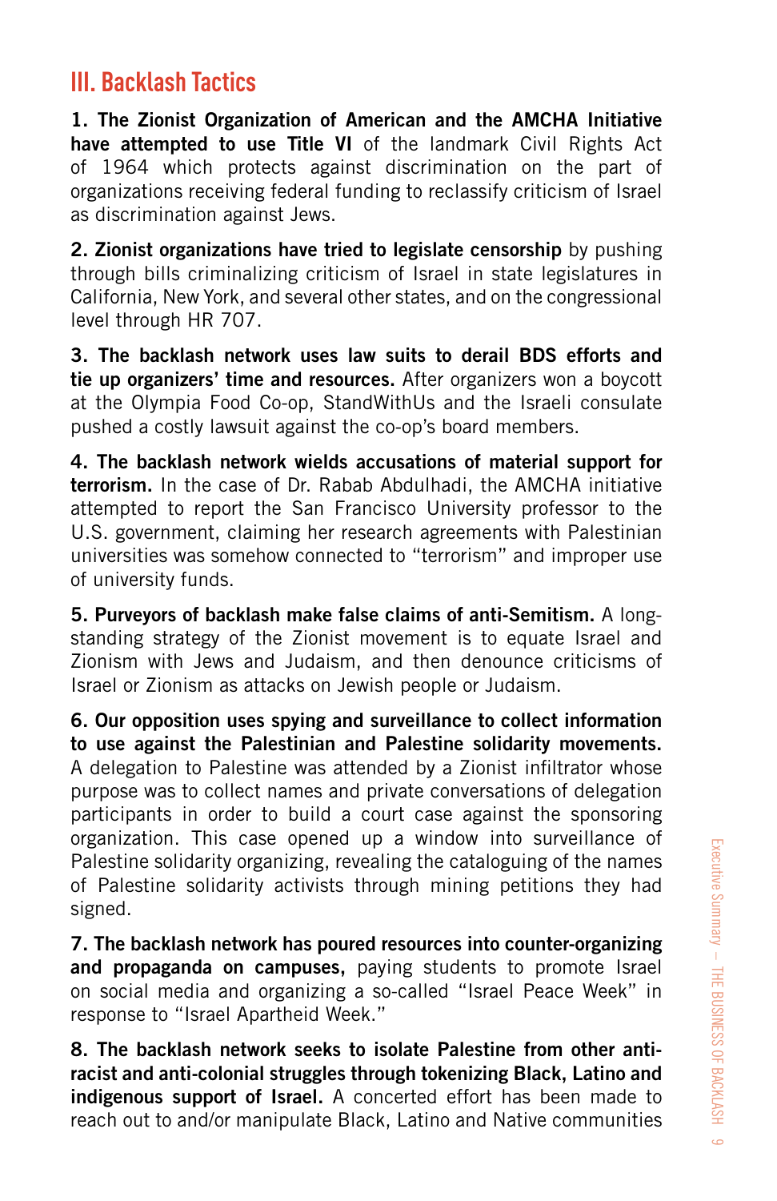## III. Backlash Tactics

**1. The Zionist Organization of American and the AMCHA Initiative have attempted to use Title VI** of the landmark Civil Rights Act of 1964 which protects against discrimination on the part of organizations receiving federal funding to reclassify criticism of Israel as discrimination against Jews.

**2. Zionist organizations have tried to legislate censorship** by pushing through bills criminalizing criticism of Israel in state legislatures in California, New York, and several other states, and on the congressional level through HR 707.

**3. The backlash network uses law suits to derail BDS efforts and tie up organizers' time and resources.** After organizers won a boycott at the Olympia Food Co-op, StandWithUs and the Israeli consulate pushed a costly lawsuit against the co-op's board members.

**4. The backlash network wields accusations of material support for terrorism.** In the case of Dr. Rabab Abdulhadi, the AMCHA initiative attempted to report the San Francisco University professor to the U.S. government, claiming her research agreements with Palestinian universities was somehow connected to "terrorism" and improper use of university funds.

**5. Purveyors of backlash make false claims of anti-Semitism.** A long-standing strategy of the Zionist movement is to equate Israel and Zionism with Jews and Judaism, and then denounce criticisms of Israel or Zionism as attacks on Jewish people or Judaism.

**6. Our opposition uses spying and surveillance to collect information to use against the Palestinian and Palestine solidarity movements.** A delegation to Palestine was attended by a Zionist infiltrator whose purpose was to collect names and private conversations of delegation participants in order to build a court case against the sponsoring organization. This case opened up a window into surveillance of Palestine solidarity organizing, revealing the cataloguing of the names of Palestine solidarity activists through mining petitions they had signed.

**7. The backlash network has poured resources into counter-organizing and propaganda on campuses,** paying students to promote Israel on social media and organizing a so-called "Israel Peace Week" in response to "Israel Apartheid Week."

**8. The backlash network seeks to isolate Palestine from other anti-racist and anti-colonial struggles through tokenizing Black, Latino and indigenous support of Israel.** A concerted effort has been made to reach out to and/or manipulate Black, Latino and Native communities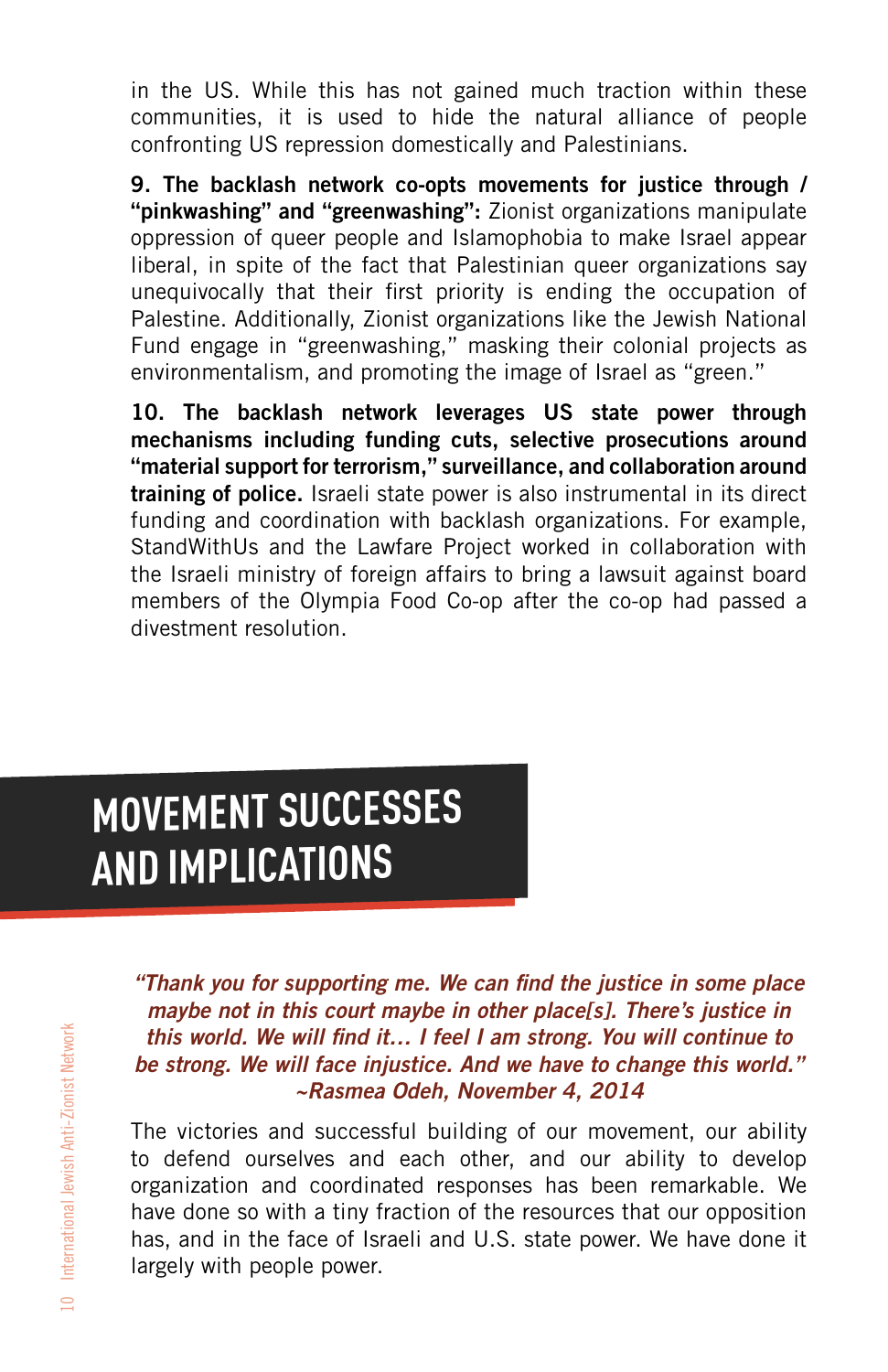in the US. While this has not gained much traction within these communities, it is used to hide the natural alliance of people confronting US repression domestically and Palestinians.

**9. The backlash network co-opts movements for justice through / "pinkwashing" and "greenwashing":** Zionist organizations manipulate oppression of queer people and Islamophobia to make Israel appear liberal, in spite of the fact that Palestinian queer organizations say unequivocally that their first priority is ending the occupation of Palestine. Additionally, Zionist organizations like the Jewish National Fund engage in "greenwashing," masking their colonial projects as environmentalism, and promoting the image of Israel as "green."

**10. The backlash network leverages US state power through mechanisms including funding cuts, selective prosecutions around "material support for terrorism," surveillance, and collaboration around training of police.** Israeli state power is also instrumental in its direct funding and coordination with backlash organizations. For example, StandWithUs and the Lawfare Project worked in collaboration with the Israeli ministry of foreign affairs to bring a lawsuit against board members of the Olympia Food Co-op after the co-op had passed a divestment resolution.

# MOVEMENT SUCCESSES AND IMPLICATIONS

> ***"Thank you for supporting me. We can find the justice in some place maybe not in this court maybe in other place[s]. There's justice in this world. We will find it… I feel I am strong. You will continue to be strong. We will face injustice. And we have to change this world."***
> ***~Rasmea Odeh, November 4, 2014***

The victories and successful building of our movement, our ability to defend ourselves and each other, and our ability to develop organization and coordinated responses has been remarkable. We have done so with a tiny fraction of the resources that our opposition has, and in the face of Israeli and U.S. state power. We have done it largely with people power.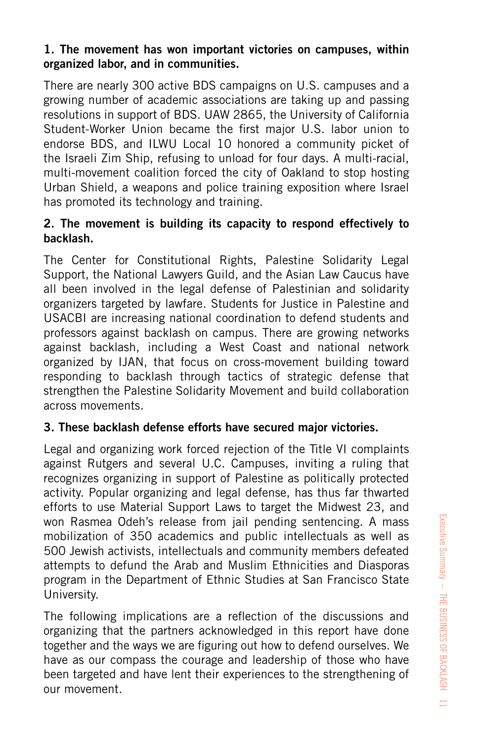**1. The movement has won important victories on campuses, within organized labor, and in communities.**

There are nearly 300 active BDS campaigns on U.S. campuses and a growing number of academic associations are taking up and passing resolutions in support of BDS. UAW 2865, the University of California Student-Worker Union became the first major U.S. labor union to endorse BDS, and ILWU Local 10 honored a community picket of the Israeli Zim Ship, refusing to unload for four days. A multi-racial, multi-movement coalition forced the city of Oakland to stop hosting Urban Shield, a weapons and police training exposition where Israel has promoted its technology and training.

**2. The movement is building its capacity to respond effectively to backlash.**

The Center for Constitutional Rights, Palestine Solidarity Legal Support, the National Lawyers Guild, and the Asian Law Caucus have all been involved in the legal defense of Palestinian and solidarity organizers targeted by lawfare. Students for Justice in Palestine and USACBI are increasing national coordination to defend students and professors against backlash on campus. There are growing networks against backlash, including a West Coast and national network organized by IJAN, that focus on cross-movement building toward responding to backlash through tactics of strategic defense that strengthen the Palestine Solidarity Movement and build collaboration across movements.

**3. These backlash defense efforts have secured major victories.**

Legal and organizing work forced rejection of the Title VI complaints against Rutgers and several U.C. Campuses, inviting a ruling that recognizes organizing in support of Palestine as politically protected activity. Popular organizing and legal defense, has thus far thwarted efforts to use Material Support Laws to target the Midwest 23, and won Rasmea Odeh's release from jail pending sentencing. A mass mobilization of 350 academics and public intellectuals as well as 500 Jewish activists, intellectuals and community members defeated attempts to defund the Arab and Muslim Ethnicities and Diasporas program in the Department of Ethnic Studies at San Francisco State University.

The following implications are a reflection of the discussions and organizing that the partners acknowledged in this report have done together and the ways we are figuring out how to defend ourselves. We have as our compass the courage and leadership of those who have been targeted and have lent their experiences to the strengthening of our movement.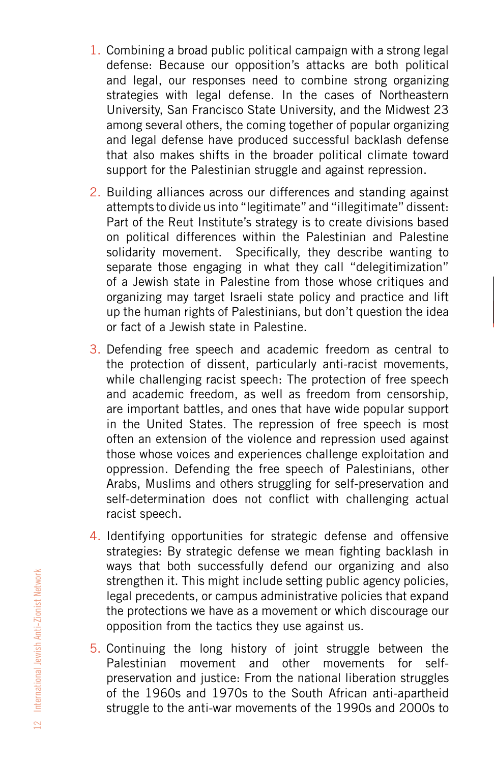1. Combining a broad public political campaign with a strong legal defense: Because our opposition's attacks are both political and legal, our responses need to combine strong organizing strategies with legal defense. In the cases of Northeastern University, San Francisco State University, and the Midwest 23 among several others, the coming together of popular organizing and legal defense have produced successful backlash defense that also makes shifts in the broader political climate toward support for the Palestinian struggle and against repression.

2. Building alliances across our differences and standing against attempts to divide us into "legitimate" and "illegitimate" dissent: Part of the Reut Institute's strategy is to create divisions based on political differences within the Palestinian and Palestine solidarity movement. Specifically, they describe wanting to separate those engaging in what they call "delegitimization" of a Jewish state in Palestine from those whose critiques and organizing may target Israeli state policy and practice and lift up the human rights of Palestinians, but don't question the idea or fact of a Jewish state in Palestine.

3. Defending free speech and academic freedom as central to the protection of dissent, particularly anti-racist movements, while challenging racist speech: The protection of free speech and academic freedom, as well as freedom from censorship, are important battles, and ones that have wide popular support in the United States. The repression of free speech is most often an extension of the violence and repression used against those whose voices and experiences challenge exploitation and oppression. Defending the free speech of Palestinians, other Arabs, Muslims and others struggling for self-preservation and self-determination does not conflict with challenging actual racist speech.

4. Identifying opportunities for strategic defense and offensive strategies: By strategic defense we mean fighting backlash in ways that both successfully defend our organizing and also strengthen it. This might include setting public agency policies, legal precedents, or campus administrative policies that expand the protections we have as a movement or which discourage our opposition from the tactics they use against us.

5. Continuing the long history of joint struggle between the Palestinian movement and other movements for self-preservation and justice: From the national liberation struggles of the 1960s and 1970s to the South African anti-apartheid struggle to the anti-war movements of the 1990s and 2000s to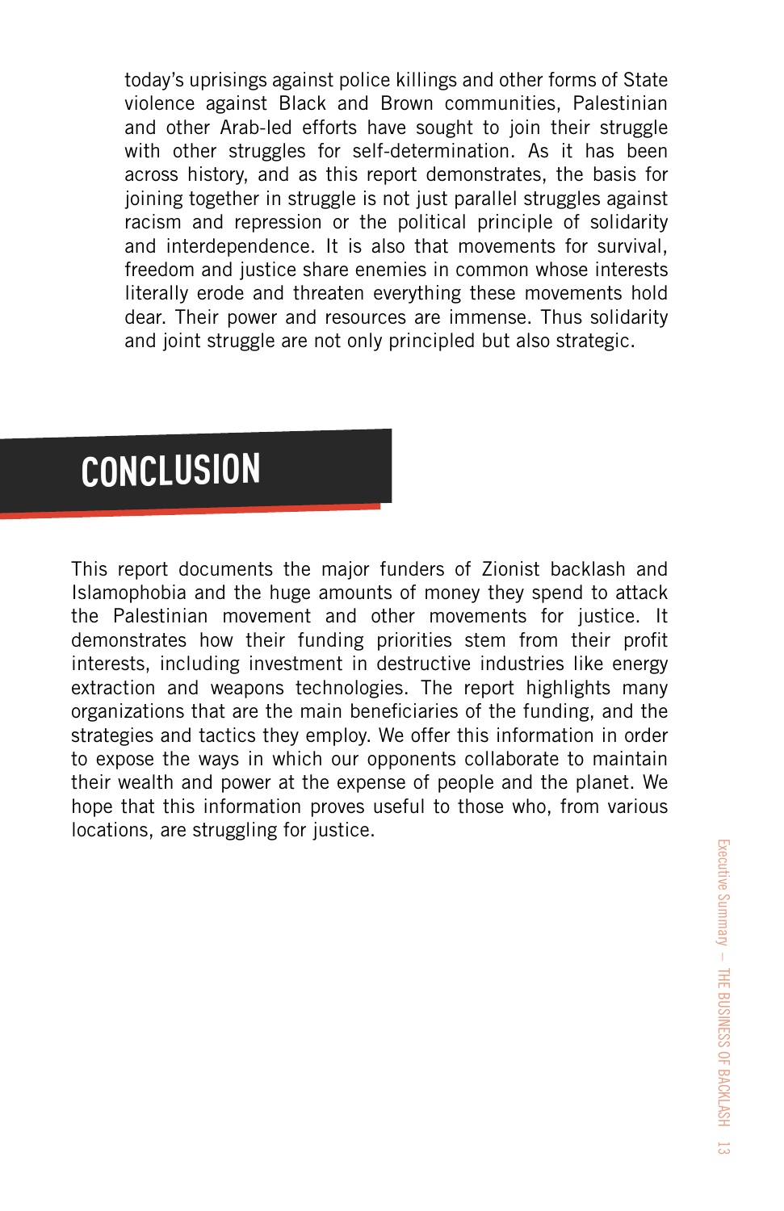today's uprisings against police killings and other forms of State violence against Black and Brown communities, Palestinian and other Arab-led efforts have sought to join their struggle with other struggles for self-determination. As it has been across history, and as this report demonstrates, the basis for joining together in struggle is not just parallel struggles against racism and repression or the political principle of solidarity and interdependence. It is also that movements for survival, freedom and justice share enemies in common whose interests literally erode and threaten everything these movements hold dear. Their power and resources are immense. Thus solidarity and joint struggle are not only principled but also strategic.

## CONCLUSION

This report documents the major funders of Zionist backlash and Islamophobia and the huge amounts of money they spend to attack the Palestinian movement and other movements for justice. It demonstrates how their funding priorities stem from their profit interests, including investment in destructive industries like energy extraction and weapons technologies. The report highlights many organizations that are the main beneficiaries of the funding, and the strategies and tactics they employ. We offer this information in order to expose the ways in which our opponents collaborate to maintain their wealth and power at the expense of people and the planet. We hope that this information proves useful to those who, from various locations, are struggling for justice.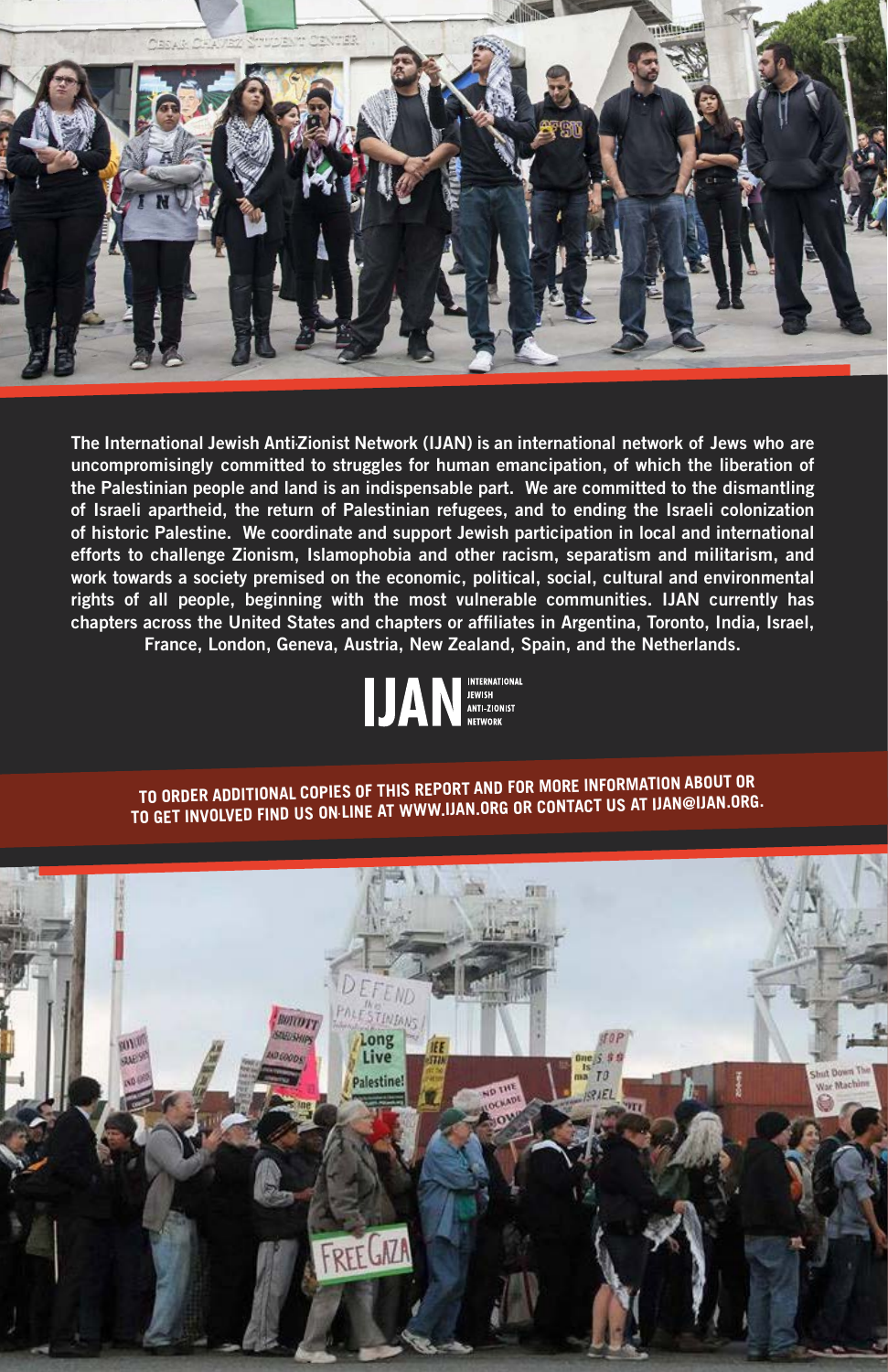The International Jewish Anti-Zionist Network (IJAN) is an international network of Jews who are uncompromisingly committed to struggles for human emancipation, of which the liberation of the Palestinian people and land is an indispensable part. We are committed to the dismantling of Israeli apartheid, the return of Palestinian refugees, and to ending the Israeli colonization of historic Palestine. We coordinate and support Jewish participation in local and international efforts to challenge Zionism, Islamophobia and other racism, separatism and militarism, and work towards a society premised on the economic, political, social, cultural and environmental rights of all people, beginning with the most vulnerable communities. IJAN currently has chapters across the United States and chapters or affiliates in Argentina, Toronto, India, Israel, France, London, Geneva, Austria, New Zealand, Spain, and the Netherlands.

**IJAN** INTERNATIONAL JEWISH ANTI-ZIONIST NETWORK

**TO ORDER ADDITIONAL COPIES OF THIS REPORT AND FOR MORE INFORMATION ABOUT OR TO GET INVOLVED FIND US ON-LINE AT WWW.IJAN.ORG OR CONTACT US AT IJAN@IJAN.ORG.**